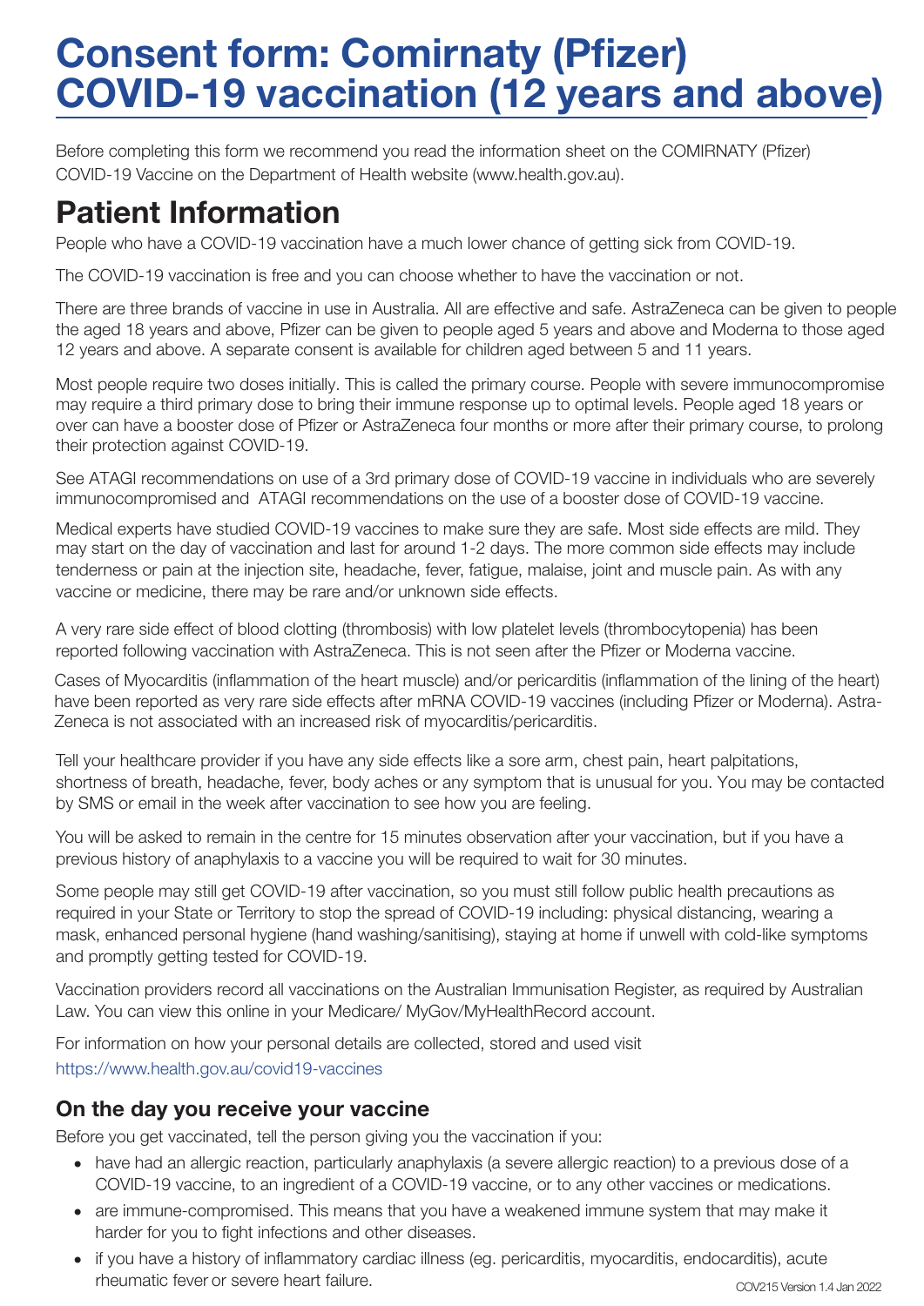# Consent form: Comirnaty (Pfizer) COVID-19 vaccination (12 years and above)

Before completing this form we recommend you read the information sheet on the COMIRNATY (Pfizer) COVID-19 Vaccine on the Department of Health website (www.health.gov.au).

# Patient Information

People who have a COVID-19 vaccination have a much lower chance of getting sick from COVID-19.

The COVID-19 vaccination is free and you can choose whether to have the vaccination or not.

There are three brands of vaccine in use in Australia. All are effective and safe. AstraZeneca can be given to people the aged 18 years and above, Pfizer can be given to people aged 5 years and above and Moderna to those aged 12 years and above. A separate consent is available for children aged between 5 and 11 years.

Most people require two doses initially. This is called the primary course. People with severe immunocompromise may require a third primary dose to bring their immune response up to optimal levels. People aged 18 years or over can have a booster dose of Pfizer or AstraZeneca four months or more after their primary course, to prolong their protection against COVID-19.

See ATAGI recommendations on use of a 3rd primary dose of COVID-19 vaccine in individuals who are severely immunocompromised and ATAGI recommendations on the use of a booster dose of COVID-19 vaccine.

Medical experts have studied COVID-19 vaccines to make sure they are safe. Most side effects are mild. They may start on the day of vaccination and last for around 1-2 days. The more common side effects may include tenderness or pain at the injection site, headache, fever, fatigue, malaise, joint and muscle pain. As with any vaccine or medicine, there may be rare and/or unknown side effects.

A very rare side effect of blood clotting (thrombosis) with low platelet levels (thrombocytopenia) has been reported following vaccination with AstraZeneca. This is not seen after the Pfizer or Moderna vaccine.

Cases of Myocarditis (inflammation of the heart muscle) and/or pericarditis (inflammation of the lining of the heart) have been reported as very rare side effects after mRNA COVID-19 vaccines (including Pfizer or Moderna). AstraZeneca is not associated with an increased risk of myocarditis/pericarditis.

Tell your healthcare provider if you have any side effects like a sore arm, chest pain, heart palpitations, shortness of breath, headache, fever, body aches or any symptom that is unusual for you. You may be contacted by SMS or email in the week after vaccination to see how you are feeling.

You will be asked to remain in the centre for 15 minutes observation after your vaccination, but if you have a previous history of anaphylaxis to a vaccine you will be required to wait for 30 minutes.

Some people may still get COVID-19 after vaccination, so you must still follow public health precautions as required in your State or Territory to stop the spread of COVID-19 including: physical distancing, wearing a mask, enhanced personal hygiene (hand washing/sanitising), staying at home if unwell with cold-like symptoms and promptly getting tested for COVID-19.

Vaccination providers record all vaccinations on the Australian Immunisation Register, as required by Australian Law. You can view this online in your Medicare/ MyGov/MyHealthRecord account.

For information on how your personal details are collected, stored and used visit https://www.health.gov.au/covid19-vaccines

### On the day you receive your vaccine

Before you get vaccinated, tell the person giving you the vaccination if you:

- have had an allergic reaction, particularly anaphylaxis (a severe allergic reaction) to a previous dose of a COVID-19 vaccine, to an ingredient of a COVID-19 vaccine, or to any other vaccines or medications.
- are immune-compromised. This means that you have a weakened immune system that may make it harder for you to fight infections and other diseases.
- if you have a history of inflammatory cardiac illness (eg. pericarditis, myocarditis, endocarditis), acute rheumatic fever or severe heart failure.

COV215 Version 1.4 Jan 2022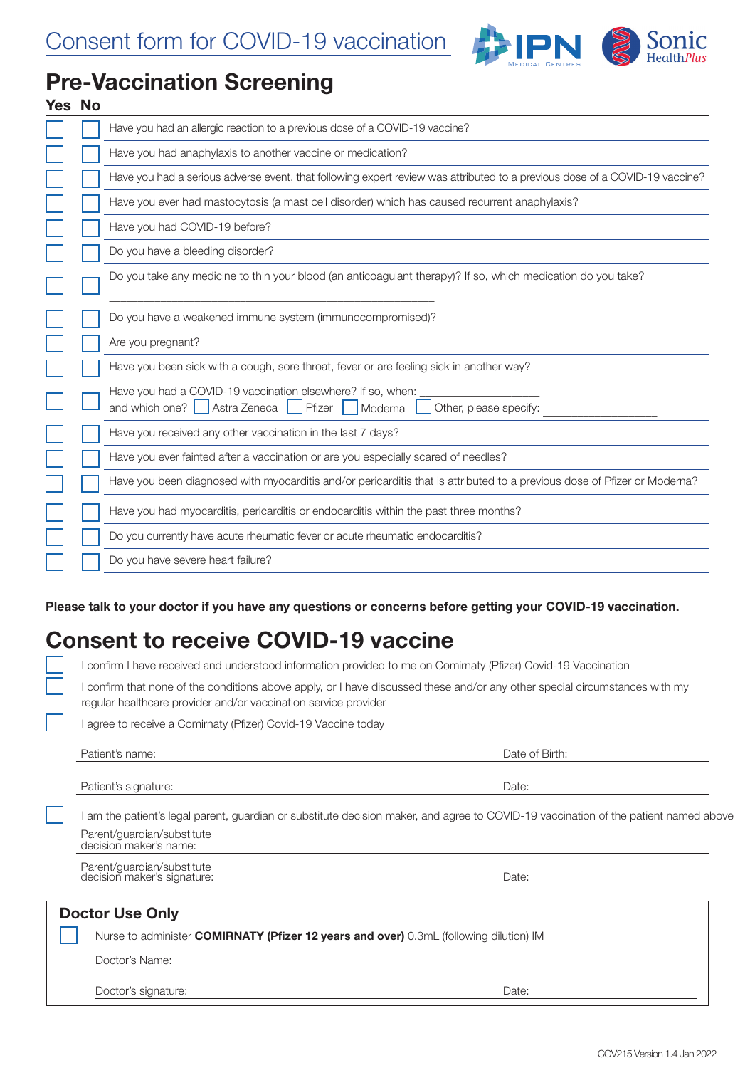# Consent form for COVID-19 vaccination

## Pre-Vaccination Screening

| Yes | No | |
|---|---|---|
| ☐ | ☐ | Have you had an allergic reaction to a previous dose of a COVID-19 vaccine? |
| ☐ | ☐ | Have you had anaphylaxis to another vaccine or medication? |
| ☐ | ☐ | Have you had a serious adverse event, that following expert review was attributed to a previous dose of a COVID-19 vaccine? |
| ☐ | ☐ | Have you ever had mastocytosis (a mast cell disorder) which has caused recurrent anaphylaxis? |
| ☐ | ☐ | Have you had COVID-19 before? |
| ☐ | ☐ | Do you have a bleeding disorder? |
| ☐ | ☐ | Do you take any medicine to thin your blood (an anticoagulant therapy)? If so, which medication do you take? ______________________ |
| ☐ | ☐ | Do you have a weakened immune system (immunocompromised)? |
| ☐ | ☐ | Are you pregnant? |
| ☐ | ☐ | Have you been sick with a cough, sore throat, fever or are feeling sick in another way? |
| ☐ | ☐ | Have you had a COVID-19 vaccination elsewhere? If so, when: ______________ and which one? ☐ Astra Zeneca ☐ Pfizer ☐ Moderna ☐ Other, please specify: ______________ |
| ☐ | ☐ | Have you received any other vaccination in the last 7 days? |
| ☐ | ☐ | Have you ever fainted after a vaccination or are you especially scared of needles? |
| ☐ | ☐ | Have you been diagnosed with myocarditis and/or pericarditis that is attributed to a previous dose of Pfizer or Moderna? |
| ☐ | ☐ | Have you had myocarditis, pericarditis or endocarditis within the past three months? |
| ☐ | ☐ | Do you currently have acute rheumatic fever or acute rheumatic endocarditis? |
| ☐ | ☐ | Do you have severe heart failure? |

**Please talk to your doctor if you have any questions or concerns before getting your COVID-19 vaccination.**

## Consent to receive COVID-19 vaccine

☐ I confirm I have received and understood information provided to me on Comirnaty (Pfizer) Covid-19 Vaccination

☐ I confirm that none of the conditions above apply, or I have discussed these and/or any other special circumstances with my regular healthcare provider and/or vaccination service provider

☐ I agree to receive a Comirnaty (Pfizer) Covid-19 Vaccine today

Patient's name: ______________________ Date of Birth: ______________

Patient's signature: ______________________ Date: ______________

☐ I am the patient's legal parent, guardian or substitute decision maker, and agree to COVID-19 vaccination of the patient named above

Parent/guardian/substitute decision maker's name: ______________________

Parent/guardian/substitute decision maker's signature: ______________________ Date: ______________

### Doctor Use Only

☐ Nurse to administer **COMIRNATY (Pfizer 12 years and over)** 0.3mL (following dilution) IM

Doctor's Name: ______________________

Doctor's signature: ______________________ Date: ______________

COV215 Version 1.4 Jan 2022